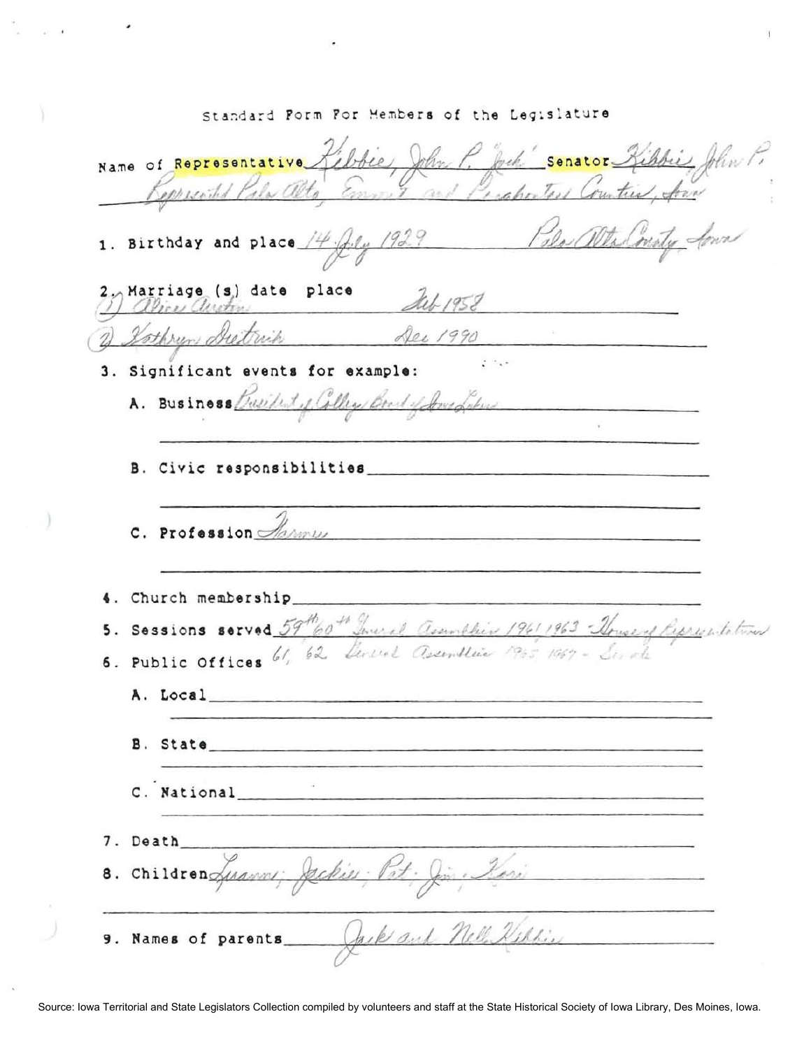# Standard Form For Members of the Legislature

Name of Representative Kibbie, John P. "Jack" Senator Kibbie, John P.
Represented Palo Alto, Emmet and Pocahontas Counties, Iowa

1. Birthday and place 14 July 1929 Palo Alto County, Iowa

2. Marriage (s) date place
   (1) Alice Austin Feb 1958
   (2) Kathryn Dietrich Dec 1990

3. Significant events for example:

   A. Business President of College Board of Iowa Lakes

   B. Civic responsibilities

   C. Profession Farmer

4. Church membership

5. Sessions served 59th 60th General Assemblies 1961 1963 - House of Representatives

6. Public Offices 61, 62 General Assemblies 1965 1967 - Senate

   A. Local

   B. State

   C. National

7. Death

8. Children Leeann; Jackie; Pat; Jim; Kori

9. Names of parents Jack and Nell Kibbie

Source: Iowa Territorial and State Legislators Collection compiled by volunteers and staff at the State Historical Society of Iowa Library, Des Moines, Iowa.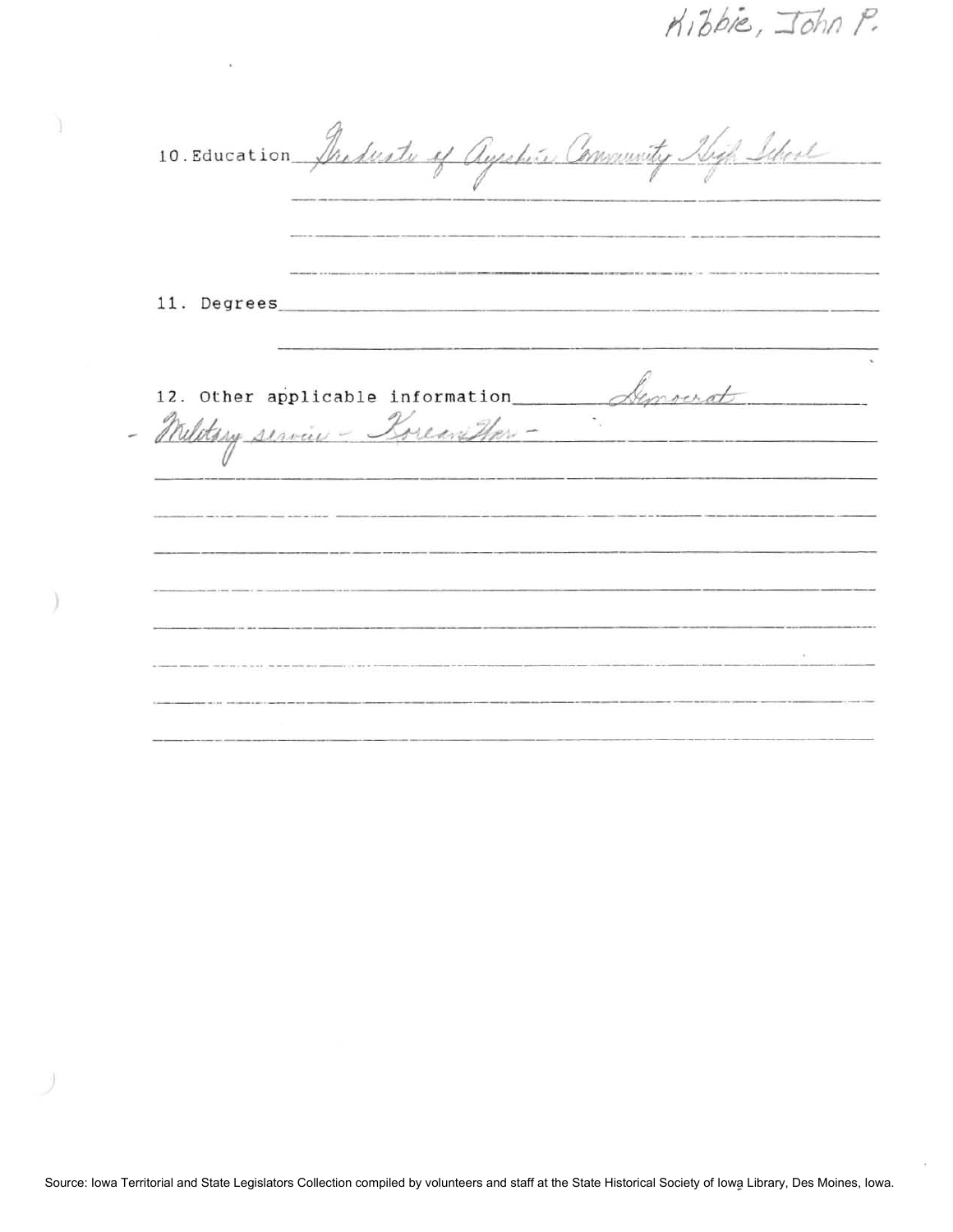Kibbie, John P.

10. Education Graduate of Ayrshire Community High School

11. Degrees

12. Other applicable information Democrat

- Military service - Korean War -

Source: Iowa Territorial and State Legislators Collection compiled by volunteers and staff at the State Historical Society of Iowa Library, Des Moines, Iowa.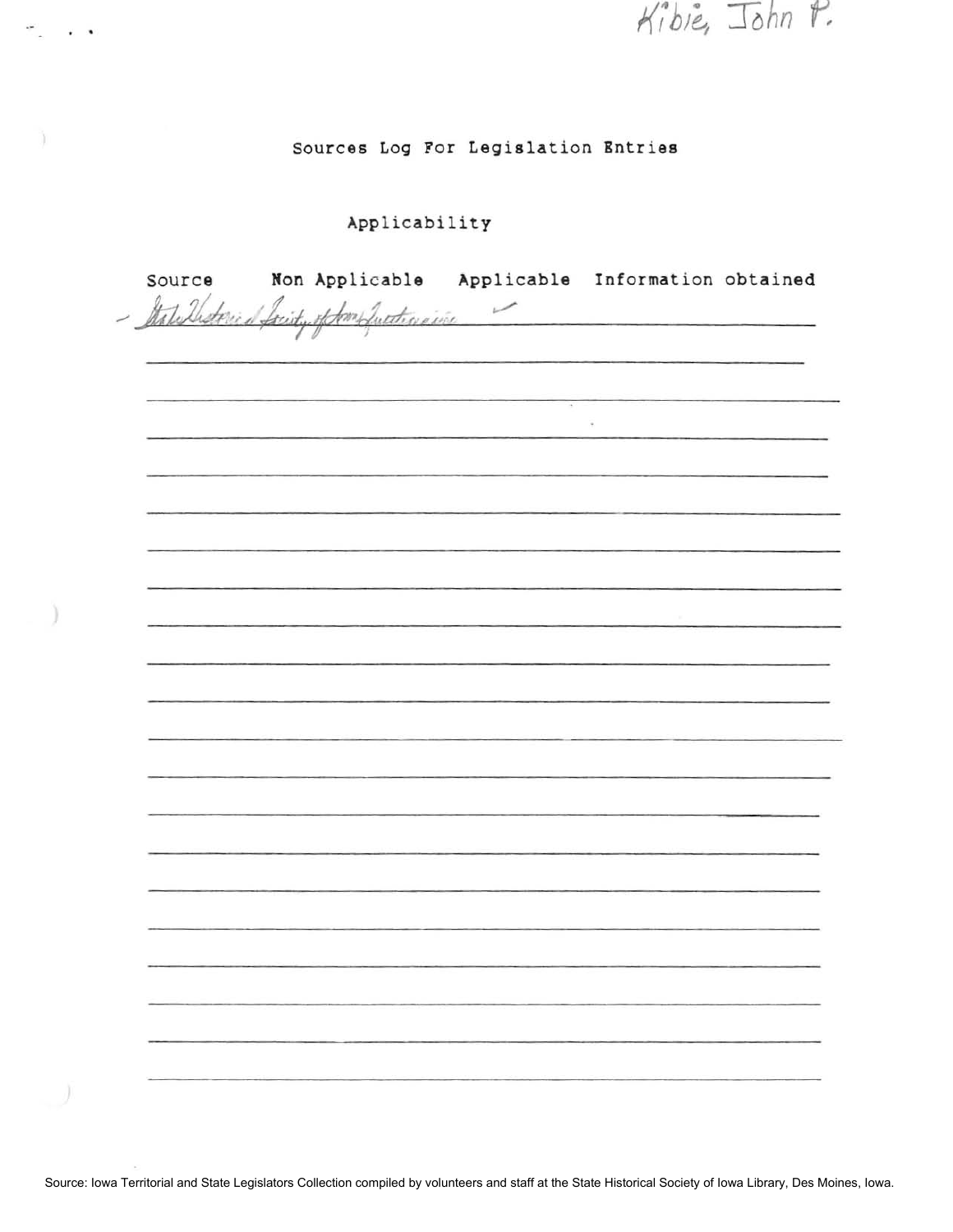Kibie, John P.

## Sources Log For Legislation Entries

### Applicability

| Source | Non Applicable | Applicable | Information obtained |
|---|---|---|---|
| State Historical Society of Iowa Questionnaire | | ✓ | |
| | | | |
| | | | |
| | | | |
| | | | |
| | | | |
| | | | |
| | | | |
| | | | |
| | | | |
| | | | |
| | | | |
| | | | |
| | | | |
| | | | |
| | | | |
| | | | |
| | | | |
| | | | |
| | | | |
| | | | |

Source: Iowa Territorial and State Legislators Collection compiled by volunteers and staff at the State Historical Society of Iowa Library, Des Moines, Iowa.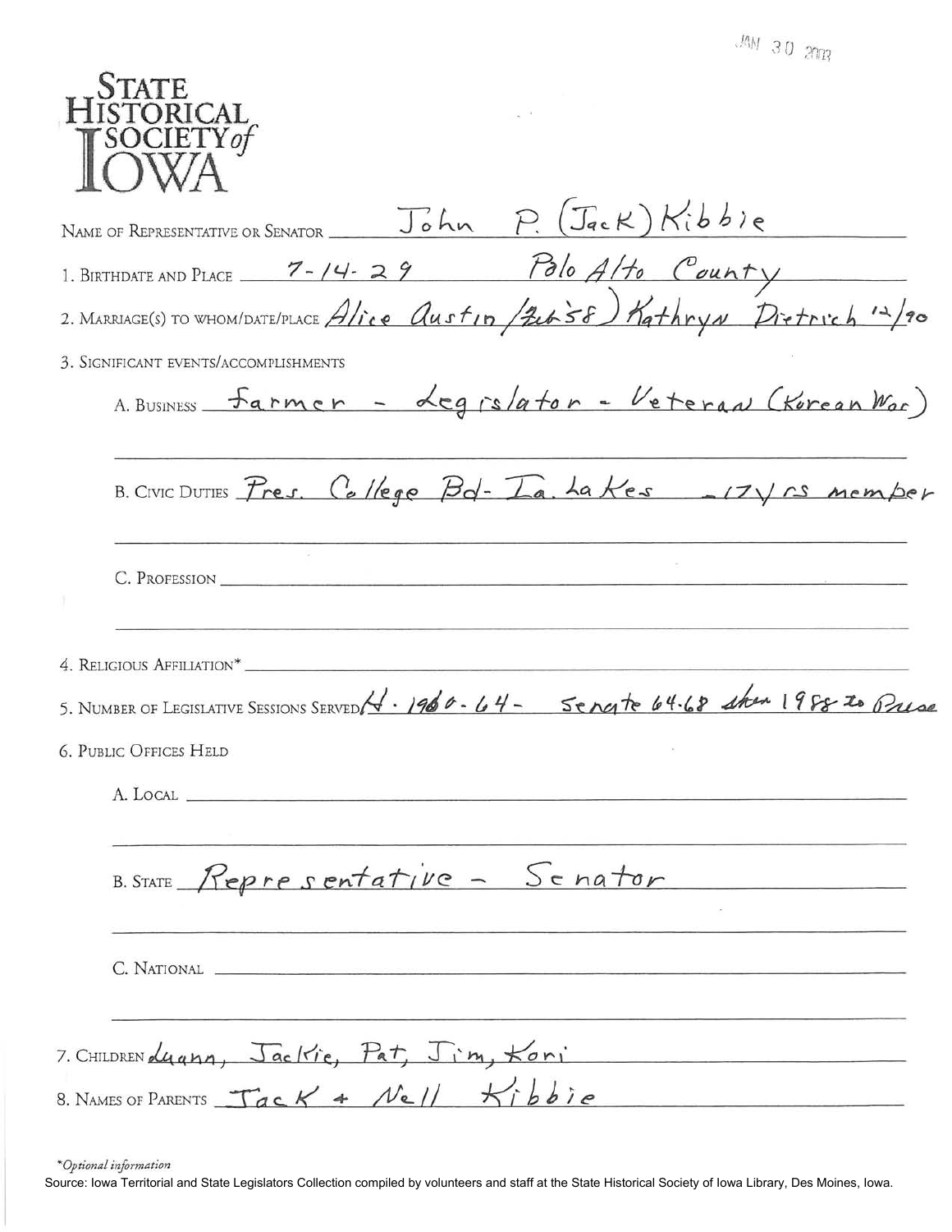JAN 30 2003

# STATE HISTORICAL SOCIETY of IOWA

NAME OF REPRESENTATIVE OR SENATOR John P. (Jack) Kibbie

1. BIRTHDATE AND PLACE 7-14-29 Palo Alto County

2. MARRIAGE(S) TO WHOM/DATE/PLACE Alice Austin (Feb 58) Kathryn Dietrich 12/90

3. SIGNIFICANT EVENTS/ACCOMPLISHMENTS

   A. BUSINESS Farmer - Legislator - Veteran (Korean War)

   B. CIVIC DUTIES Pres. College Bd- Ia. Lakes - 17 yrs member

   C. PROFESSION

4. RELIGIOUS AFFILIATION*

5. NUMBER OF LEGISLATIVE SESSIONS SERVED H. 1960-64 - Senate 64-68 then 1988 to Prese

6. PUBLIC OFFICES HELD

   A. LOCAL

   B. STATE Representative - Senator

   C. NATIONAL

7. CHILDREN Luann, Jackie, Pat, Jim, Kori

8. NAMES OF PARENTS Jack + Nell Kibbie

*Optional information

Source: Iowa Territorial and State Legislators Collection compiled by volunteers and staff at the State Historical Society of Iowa Library, Des Moines, Iowa.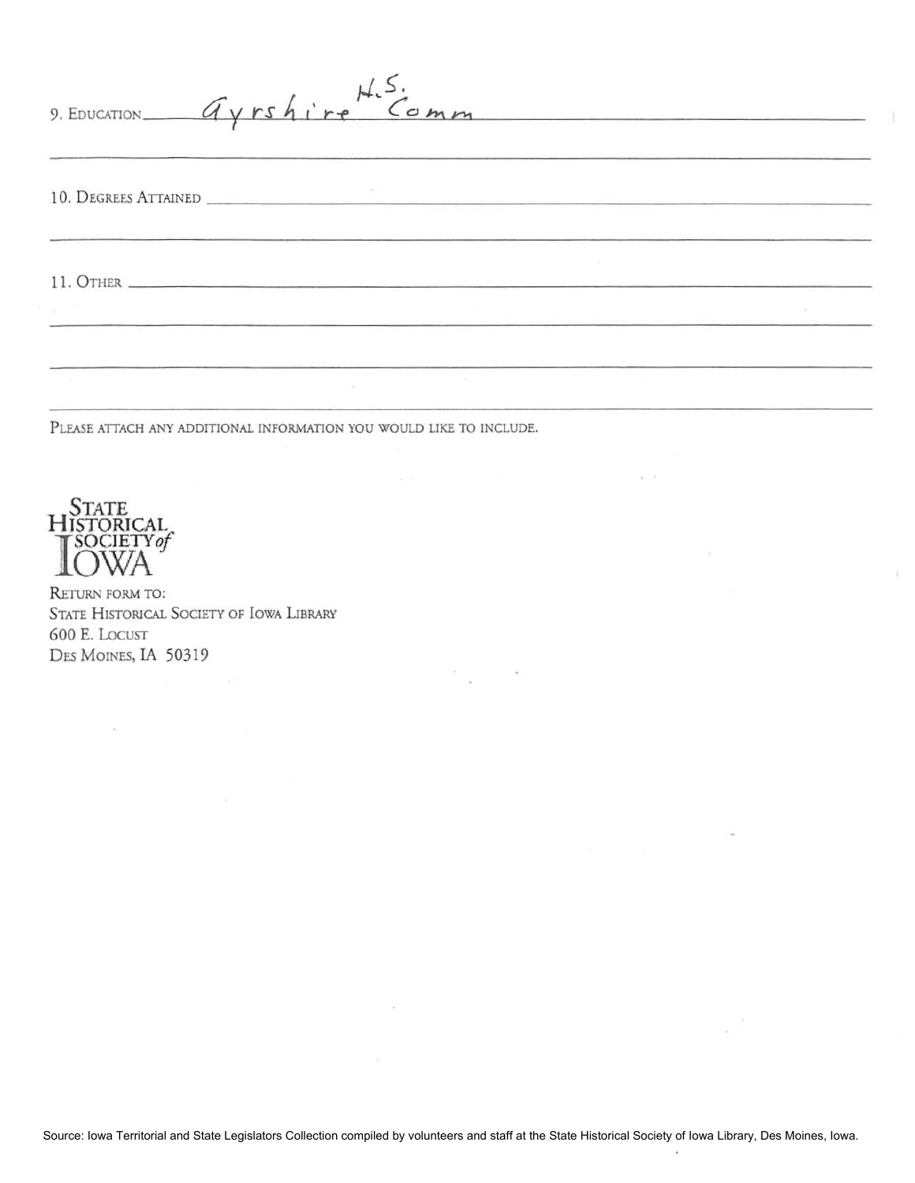9. EDUCATION Ayrshire H.S. Comm

10. DEGREES ATTAINED

11. OTHER

PLEASE ATTACH ANY ADDITIONAL INFORMATION YOU WOULD LIKE TO INCLUDE.

STATE HISTORICAL SOCIETY of IOWA

RETURN FORM TO:
STATE HISTORICAL SOCIETY OF IOWA LIBRARY
600 E. LOCUST
DES MOINES, IA 50319

Source: Iowa Territorial and State Legislators Collection compiled by volunteers and staff at the State Historical Society of Iowa Library, Des Moines, Iowa.